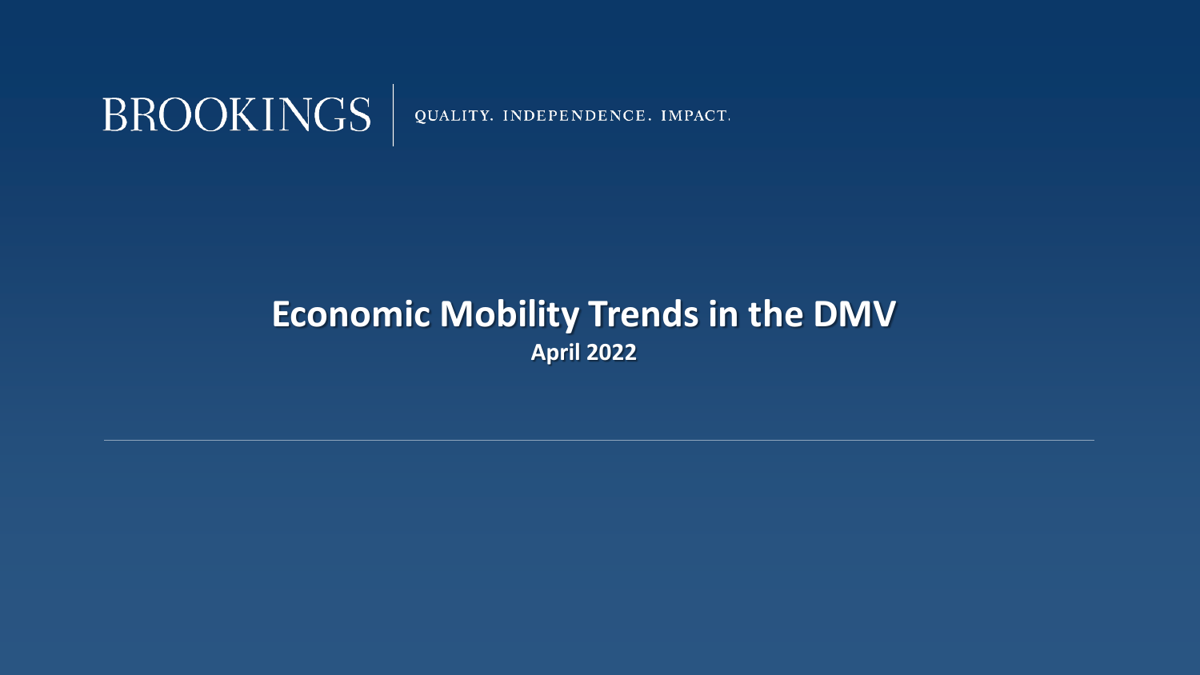BROOKINGS | QUALITY. INDEPENDENCE. IMPACT.

# Economic Mobility Trends in the DMV

**April 2022**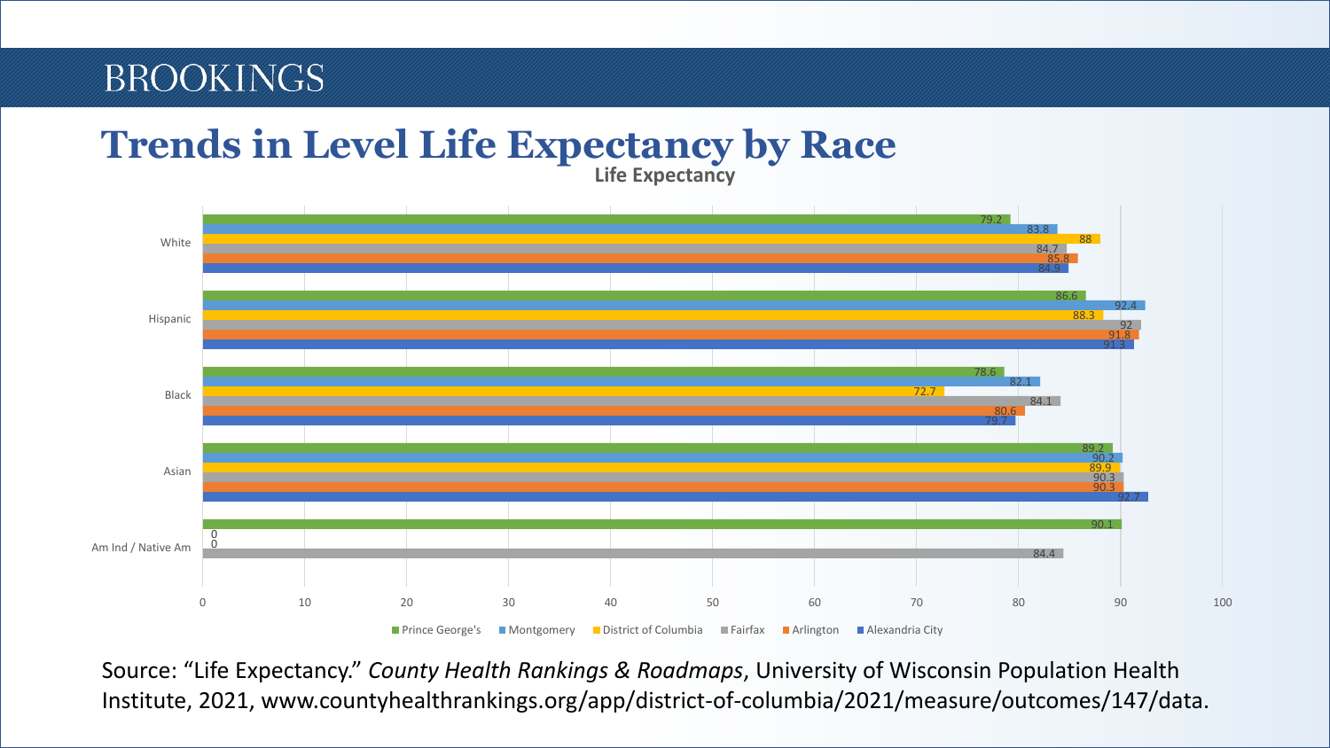# Trends in Level Life Expectancy by Race

**Life Expectancy**

| | Prince George's | Montgomery | District of Columbia | Fairfax | Arlington | Alexandria City |
|---|---|---|---|---|---|---|
| White | 79.2 | 83.8 | 88 | 84.7 | 85.8 | 84.9 |
| Hispanic | 86.6 | 92.4 | 88.3 | 92 | 91.8 | 91.3 |
| Black | 78.6 | 82.1 | 72.7 | 84.1 | 80.6 | 79.7 |
| Asian | 89.2 | 90.2 | 89.9 | 90.3 | 90.3 | 92.7 |
| Am Ind / Native Am | 90.1 | 0 | 0 | 84.4 | | |

Source: "Life Expectancy." *County Health Rankings & Roadmaps*, University of Wisconsin Population Health Institute, 2021, www.countyhealthrankings.org/app/district-of-columbia/2021/measure/outcomes/147/data.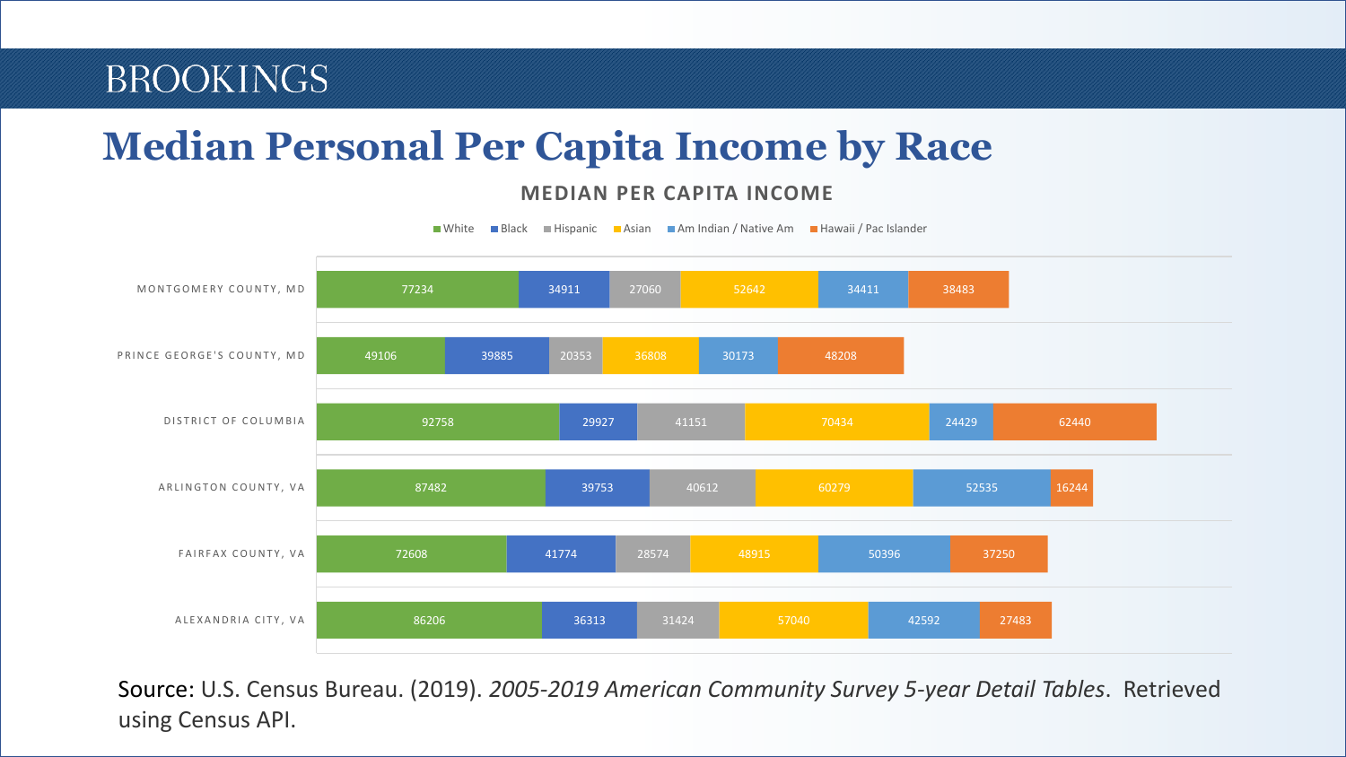BROOKINGS

# Median Personal Per Capita Income by Race

## MEDIAN PER CAPITA INCOME

| | White | Black | Hispanic | Asian | Am Indian / Native Am | Hawaii / Pac Islander |
|---|---|---|---|---|---|---|
| MONTGOMERY COUNTY, MD | 77234 | 34911 | 27060 | 52642 | 34411 | 38483 |
| PRINCE GEORGE'S COUNTY, MD | 49106 | 39885 | 20353 | 36808 | 30173 | 48208 |
| DISTRICT OF COLUMBIA | 92758 | 29927 | 41151 | 70434 | 24429 | 62440 |
| ARLINGTON COUNTY, VA | 87482 | 39753 | 40612 | 60279 | 52535 | 16244 |
| FAIRFAX COUNTY, VA | 72608 | 41774 | 28574 | 48915 | 50396 | 37250 |
| ALEXANDRIA CITY, VA | 86206 | 36313 | 31424 | 57040 | 42592 | 27483 |

Source: U.S. Census Bureau. (2019). *2005-2019 American Community Survey 5-year Detail Tables*. Retrieved using Census API.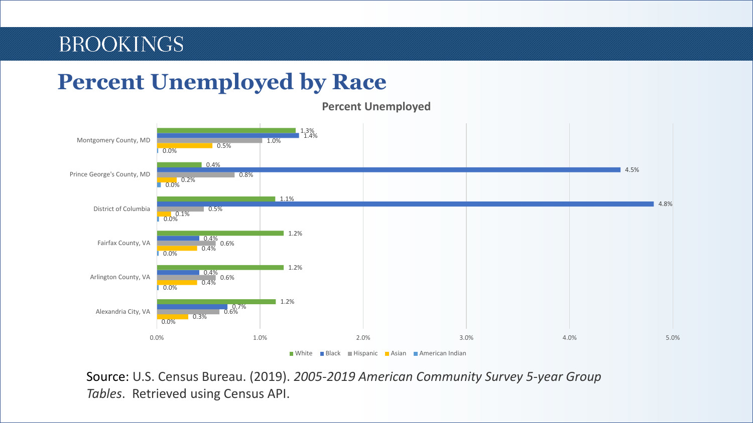# Percent Unemployed by Race

**Percent Unemployed**

| | White | Black | Hispanic | Asian | American Indian |
|---|---|---|---|---|---|
| Montgomery County, MD | 1.3% | 1.4% | 1.0% | 0.5% | 0.0% |
| Prince George's County, MD | 0.4% | 4.5% | 0.8% | 0.2% | 0.0% |
| District of Columbia | 1.1% | 4.8% | 0.5% | 0.1% | 0.0% |
| Fairfax County, VA | 1.2% | 0.4% | 0.6% | 0.4% | 0.0% |
| Arlington County, VA | 1.2% | 0.4% | 0.6% | 0.4% | 0.0% |
| Alexandria City, VA | 1.2% | 0.7% | 0.6% | 0.3% | 0.0% |

Source: U.S. Census Bureau. (2019). *2005-2019 American Community Survey 5-year Group Tables*. Retrieved using Census API.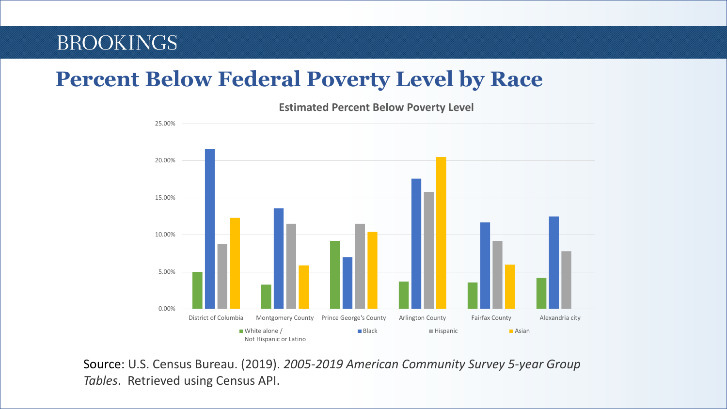# Percent Below Federal Poverty Level by Race

**Estimated Percent Below Poverty Level**

Source: U.S. Census Bureau. (2019). *2005-2019 American Community Survey 5-year Group Tables*. Retrieved using Census API.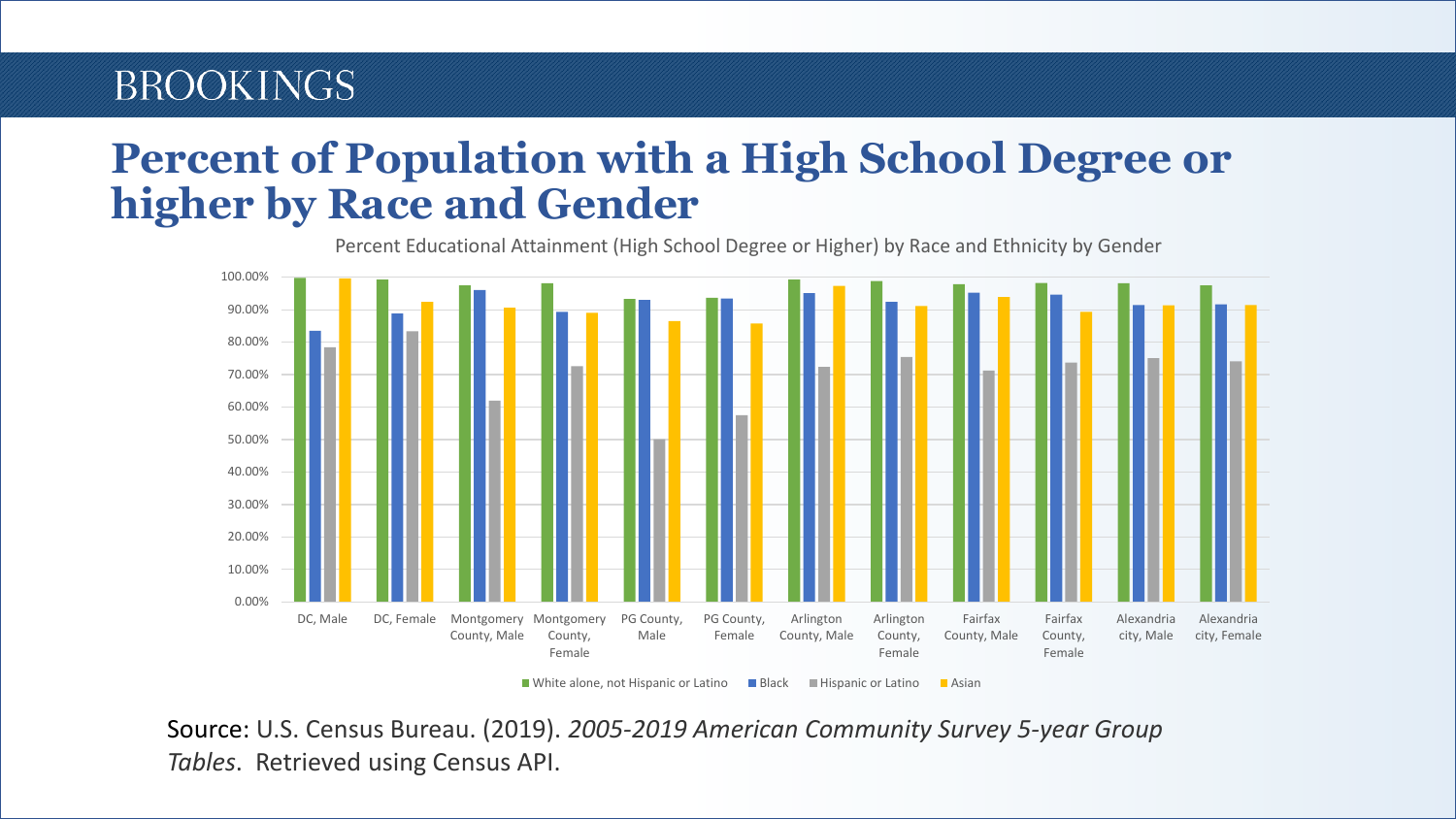BROOKINGS

# Percent of Population with a High School Degree or higher by Race and Gender

Percent Educational Attainment (High School Degree or Higher) by Race and Ethnicity by Gender

100.00%
90.00%
80.00%
70.00%
60.00%
50.00%
40.00%
30.00%
20.00%
10.00%
0.00%

DC, Male
DC, Female
Montgomery County, Male
Montgomery County, Female
PG County, Male
PG County, Female
Arlington County, Male
Arlington County, Female
Fairfax County, Male
Fairfax County, Female
Alexandria city, Male
Alexandria city, Female

White alone, not Hispanic or Latino
Black
Hispanic or Latino
Asian

Source: U.S. Census Bureau. (2019). *2005-2019 American Community Survey 5-year Group Tables*. Retrieved using Census API.